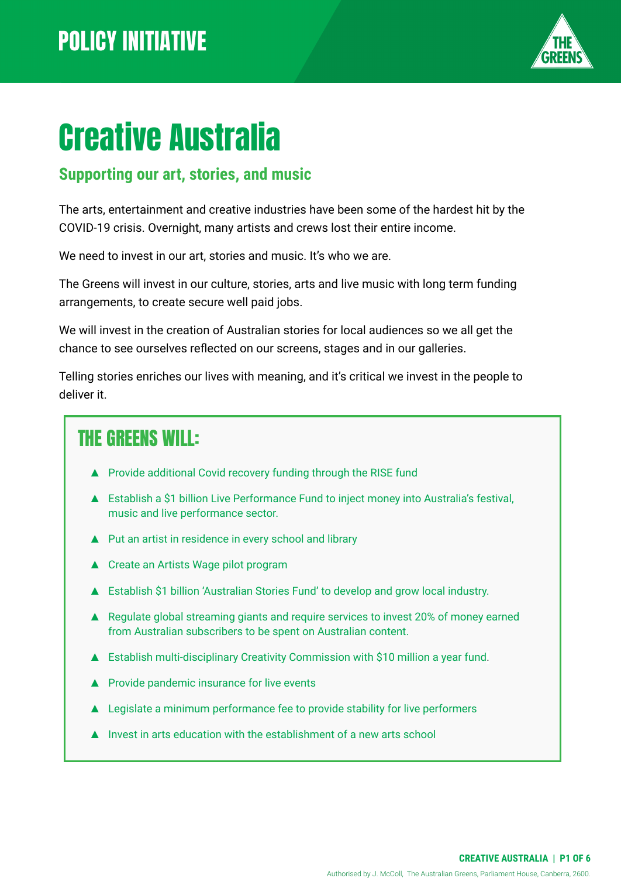POLICY INITIATIVE

# Creative Australia

## Supporting our art, stories, and music

The arts, entertainment and creative industries have been some of the hardest hit by the COVID-19 crisis. Overnight, many artists and crews lost their entire income.

We need to invest in our art, stories and music. It's who we are.

The Greens will invest in our culture, stories, arts and live music with long term funding arrangements, to create secure well paid jobs.

We will invest in the creation of Australian stories for local audiences so we all get the chance to see ourselves reflected on our screens, stages and in our galleries.

Telling stories enriches our lives with meaning, and it's critical we invest in the people to deliver it.

### THE GREENS WILL:

- Provide additional Covid recovery funding through the RISE fund
- Establish a $1 billion Live Performance Fund to inject money into Australia's festival, music and live performance sector.
- Put an artist in residence in every school and library
- Create an Artists Wage pilot program
- Establish $1 billion 'Australian Stories Fund' to develop and grow local industry.
- Regulate global streaming giants and require services to invest 20% of money earned from Australian subscribers to be spent on Australian content.
- Establish multi-disciplinary Creativity Commission with $10 million a year fund.
- Provide pandemic insurance for live events
- Legislate a minimum performance fee to provide stability for live performers
- Invest in arts education with the establishment of a new arts school

Authorised by J. McColl, The Australian Greens, Parliament House, Canberra, 2600.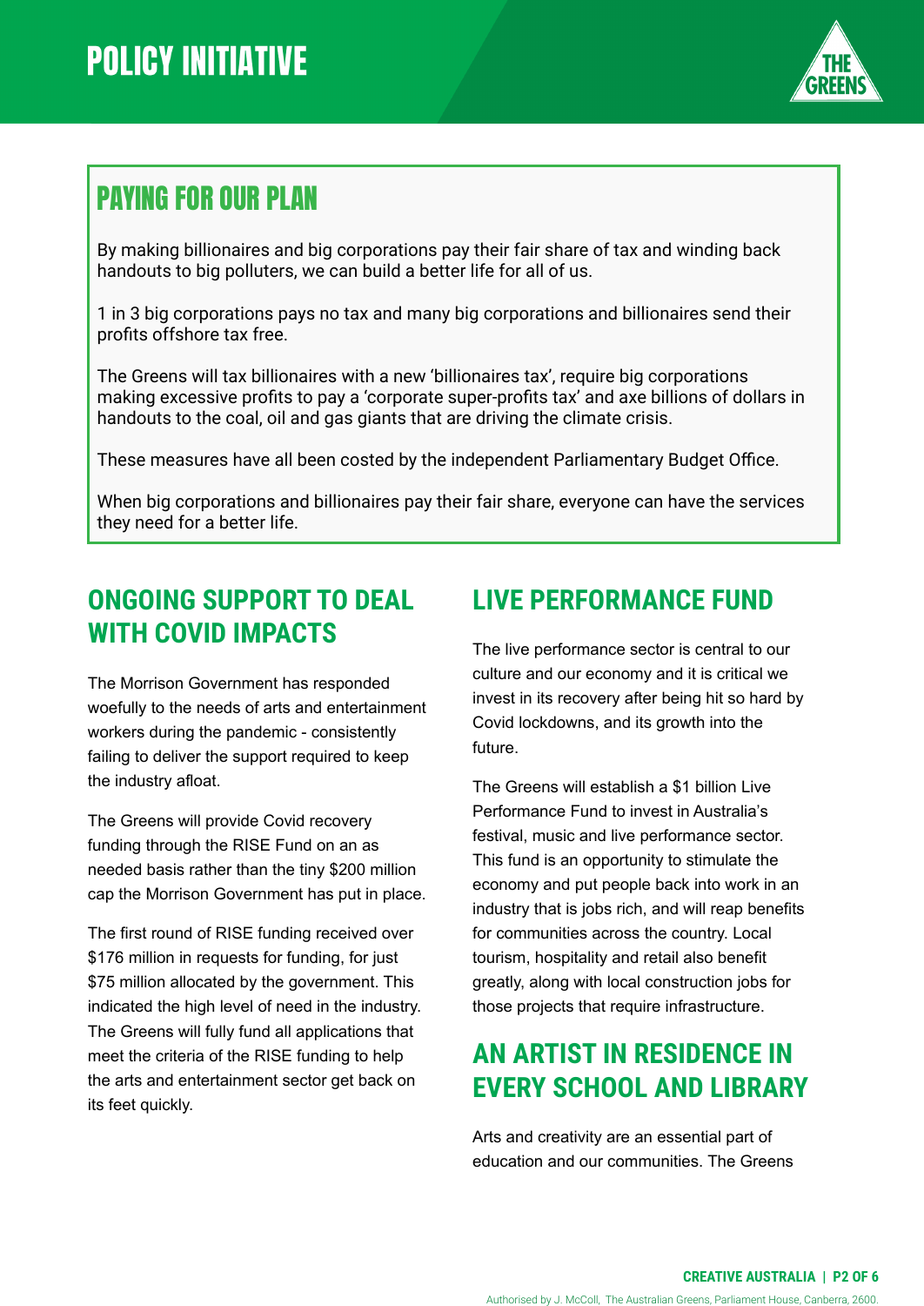# POLICY INITIATIVE

## PAYING FOR OUR PLAN

By making billionaires and big corporations pay their fair share of tax and winding back handouts to big polluters, we can build a better life for all of us.

1 in 3 big corporations pays no tax and many big corporations and billionaires send their profits offshore tax free.

The Greens will tax billionaires with a new 'billionaires tax', require big corporations making excessive profits to pay a 'corporate super-profits tax' and axe billions of dollars in handouts to the coal, oil and gas giants that are driving the climate crisis.

These measures have all been costed by the independent Parliamentary Budget Office.

When big corporations and billionaires pay their fair share, everyone can have the services they need for a better life.

## ONGOING SUPPORT TO DEAL WITH COVID IMPACTS

The Morrison Government has responded woefully to the needs of arts and entertainment workers during the pandemic - consistently failing to deliver the support required to keep the industry afloat.

The Greens will provide Covid recovery funding through the RISE Fund on an as needed basis rather than the tiny $200 million cap the Morrison Government has put in place.

The first round of RISE funding received over $176 million in requests for funding, for just $75 million allocated by the government. This indicated the high level of need in the industry. The Greens will fully fund all applications that meet the criteria of the RISE funding to help the arts and entertainment sector get back on its feet quickly.

## LIVE PERFORMANCE FUND

The live performance sector is central to our culture and our economy and it is critical we invest in its recovery after being hit so hard by Covid lockdowns, and its growth into the future.

The Greens will establish a $1 billion Live Performance Fund to invest in Australia's festival, music and live performance sector. This fund is an opportunity to stimulate the economy and put people back into work in an industry that is jobs rich, and will reap benefits for communities across the country. Local tourism, hospitality and retail also benefit greatly, along with local construction jobs for those projects that require infrastructure.

## AN ARTIST IN RESIDENCE IN EVERY SCHOOL AND LIBRARY

Arts and creativity are an essential part of education and our communities. The Greens

Authorised by J. McColl, The Australian Greens, Parliament House, Canberra, 2600.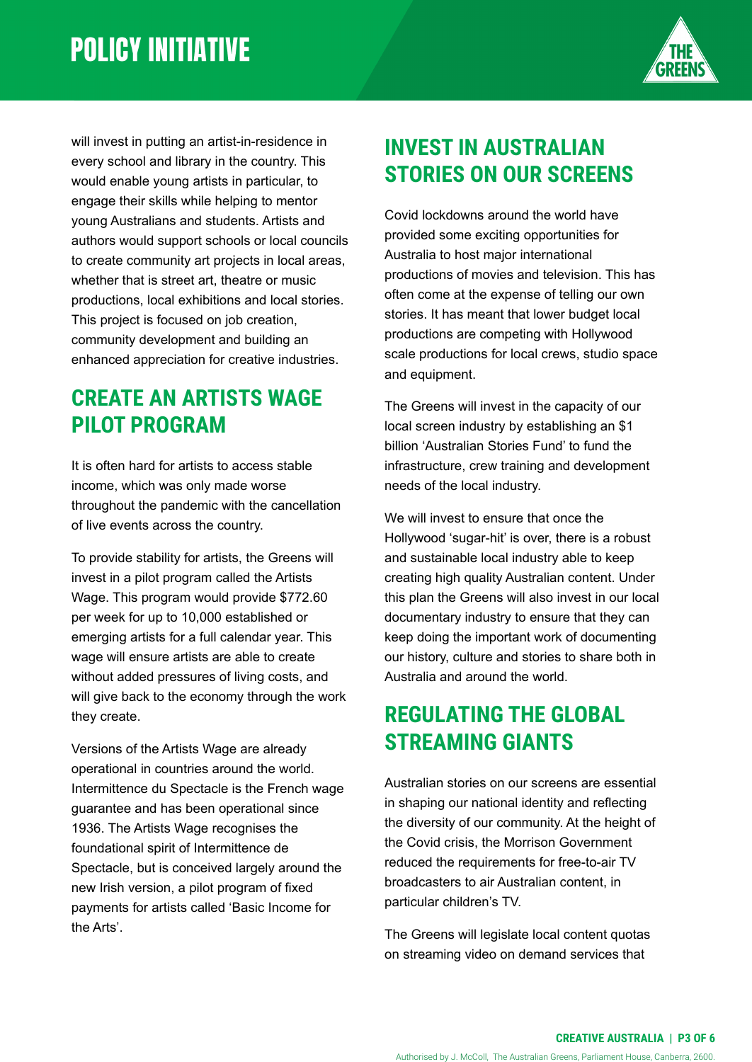will invest in putting an artist-in-residence in every school and library in the country. This would enable young artists in particular, to engage their skills while helping to mentor young Australians and students. Artists and authors would support schools or local councils to create community art projects in local areas, whether that is street art, theatre or music productions, local exhibitions and local stories. This project is focused on job creation, community development and building an enhanced appreciation for creative industries.

## CREATE AN ARTISTS WAGE PILOT PROGRAM

It is often hard for artists to access stable income, which was only made worse throughout the pandemic with the cancellation of live events across the country.

To provide stability for artists, the Greens will invest in a pilot program called the Artists Wage. This program would provide $772.60 per week for up to 10,000 established or emerging artists for a full calendar year. This wage will ensure artists are able to create without added pressures of living costs, and will give back to the economy through the work they create.

Versions of the Artists Wage are already operational in countries around the world. Intermittence du Spectacle is the French wage guarantee and has been operational since 1936. The Artists Wage recognises the foundational spirit of Intermittence de Spectacle, but is conceived largely around the new Irish version, a pilot program of fixed payments for artists called 'Basic Income for the Arts'.

## INVEST IN AUSTRALIAN STORIES ON OUR SCREENS

Covid lockdowns around the world have provided some exciting opportunities for Australia to host major international productions of movies and television. This has often come at the expense of telling our own stories. It has meant that lower budget local productions are competing with Hollywood scale productions for local crews, studio space and equipment.

The Greens will invest in the capacity of our local screen industry by establishing an $1 billion 'Australian Stories Fund' to fund the infrastructure, crew training and development needs of the local industry.

We will invest to ensure that once the Hollywood 'sugar-hit' is over, there is a robust and sustainable local industry able to keep creating high quality Australian content. Under this plan the Greens will also invest in our local documentary industry to ensure that they can keep doing the important work of documenting our history, culture and stories to share both in Australia and around the world.

## REGULATING THE GLOBAL STREAMING GIANTS

Australian stories on our screens are essential in shaping our national identity and reflecting the diversity of our community. At the height of the Covid crisis, the Morrison Government reduced the requirements for free-to-air TV broadcasters to air Australian content, in particular children's TV.

The Greens will legislate local content quotas on streaming video on demand services that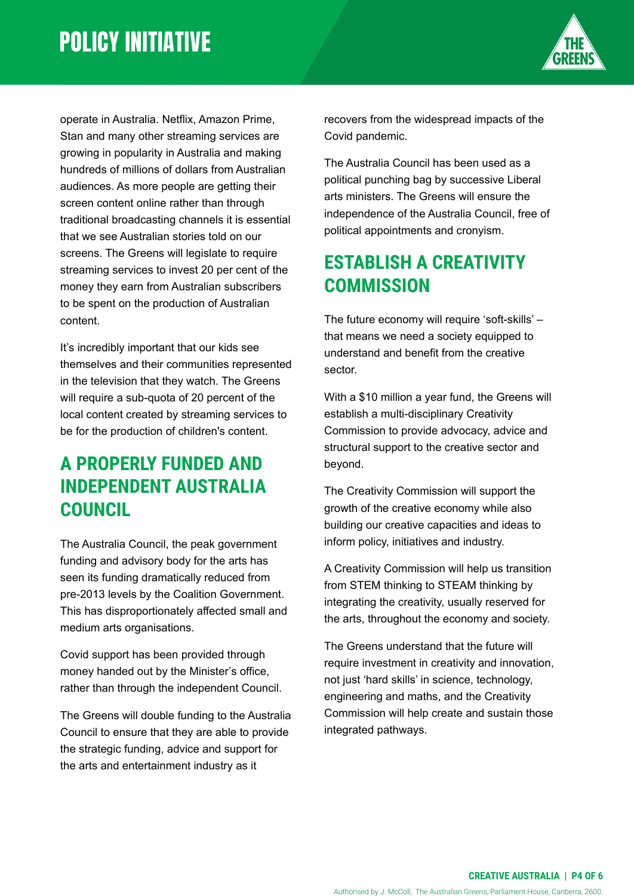operate in Australia. Netflix, Amazon Prime, Stan and many other streaming services are growing in popularity in Australia and making hundreds of millions of dollars from Australian audiences. As more people are getting their screen content online rather than through traditional broadcasting channels it is essential that we see Australian stories told on our screens. The Greens will legislate to require streaming services to invest 20 per cent of the money they earn from Australian subscribers to be spent on the production of Australian content.

It's incredibly important that our kids see themselves and their communities represented in the television that they watch. The Greens will require a sub-quota of 20 percent of the local content created by streaming services to be for the production of children's content.

## A PROPERLY FUNDED AND INDEPENDENT AUSTRALIA COUNCIL

The Australia Council, the peak government funding and advisory body for the arts has seen its funding dramatically reduced from pre-2013 levels by the Coalition Government. This has disproportionately affected small and medium arts organisations.

Covid support has been provided through money handed out by the Minister's office, rather than through the independent Council.

The Greens will double funding to the Australia Council to ensure that they are able to provide the strategic funding, advice and support for the arts and entertainment industry as it recovers from the widespread impacts of the Covid pandemic.

The Australia Council has been used as a political punching bag by successive Liberal arts ministers. The Greens will ensure the independence of the Australia Council, free of political appointments and cronyism.

## ESTABLISH A CREATIVITY COMMISSION

The future economy will require 'soft-skills' – that means we need a society equipped to understand and benefit from the creative sector.

With a $10 million a year fund, the Greens will establish a multi-disciplinary Creativity Commission to provide advocacy, advice and structural support to the creative sector and beyond.

The Creativity Commission will support the growth of the creative economy while also building our creative capacities and ideas to inform policy, initiatives and industry.

A Creativity Commission will help us transition from STEM thinking to STEAM thinking by integrating the creativity, usually reserved for the arts, throughout the economy and society.

The Greens understand that the future will require investment in creativity and innovation, not just 'hard skills' in science, technology, engineering and maths, and the Creativity Commission will help create and sustain those integrated pathways.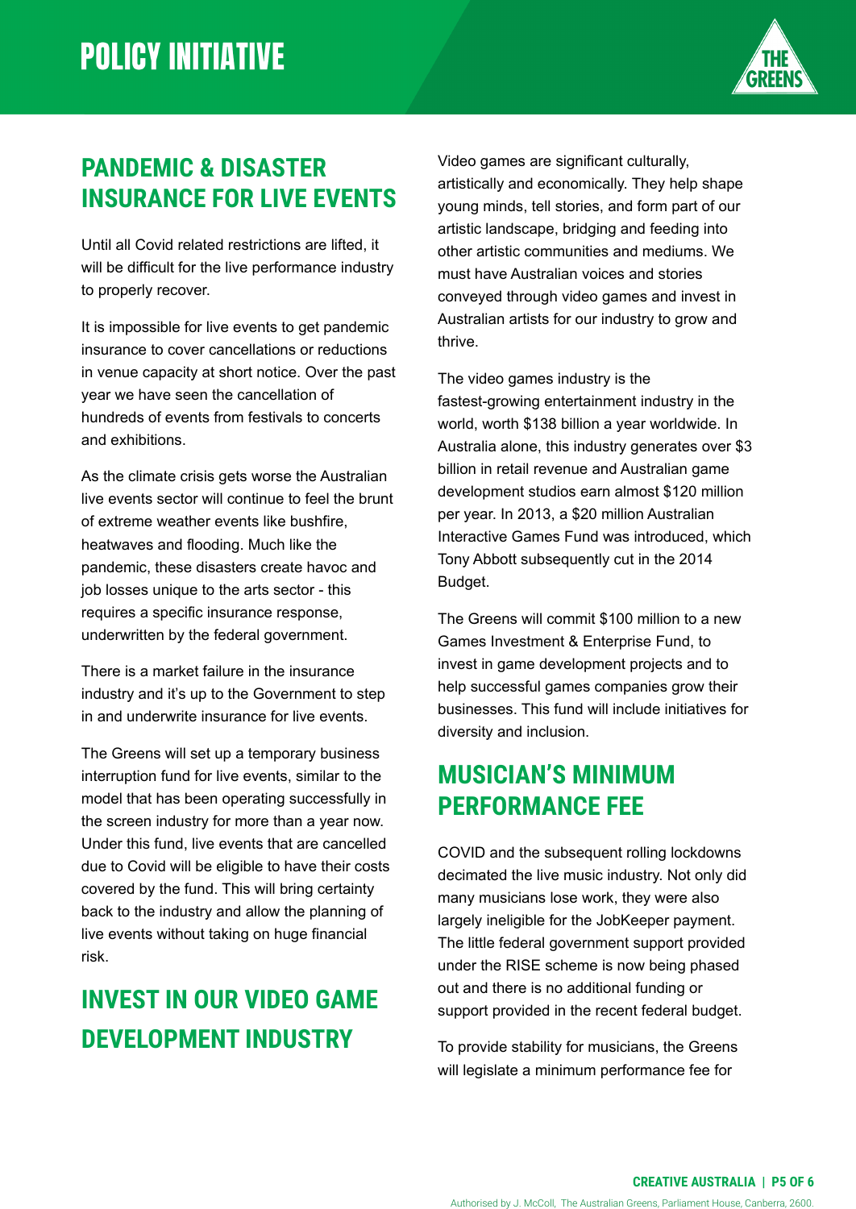# POLICY INITIATIVE

## PANDEMIC & DISASTER INSURANCE FOR LIVE EVENTS

Until all Covid related restrictions are lifted, it will be difficult for the live performance industry to properly recover.

It is impossible for live events to get pandemic insurance to cover cancellations or reductions in venue capacity at short notice. Over the past year we have seen the cancellation of hundreds of events from festivals to concerts and exhibitions.

As the climate crisis gets worse the Australian live events sector will continue to feel the brunt of extreme weather events like bushfire, heatwaves and flooding. Much like the pandemic, these disasters create havoc and job losses unique to the arts sector - this requires a specific insurance response, underwritten by the federal government.

There is a market failure in the insurance industry and it's up to the Government to step in and underwrite insurance for live events.

The Greens will set up a temporary business interruption fund for live events, similar to the model that has been operating successfully in the screen industry for more than a year now. Under this fund, live events that are cancelled due to Covid will be eligible to have their costs covered by the fund. This will bring certainty back to the industry and allow the planning of live events without taking on huge financial risk.

## INVEST IN OUR VIDEO GAME DEVELOPMENT INDUSTRY

Video games are significant culturally, artistically and economically. They help shape young minds, tell stories, and form part of our artistic landscape, bridging and feeding into other artistic communities and mediums. We must have Australian voices and stories conveyed through video games and invest in Australian artists for our industry to grow and thrive.

The video games industry is the fastest-growing entertainment industry in the world, worth $138 billion a year worldwide. In Australia alone, this industry generates over $3 billion in retail revenue and Australian game development studios earn almost $120 million per year. In 2013, a $20 million Australian Interactive Games Fund was introduced, which Tony Abbott subsequently cut in the 2014 Budget.

The Greens will commit $100 million to a new Games Investment & Enterprise Fund, to invest in game development projects and to help successful games companies grow their businesses. This fund will include initiatives for diversity and inclusion.

## MUSICIAN'S MINIMUM PERFORMANCE FEE

COVID and the subsequent rolling lockdowns decimated the live music industry. Not only did many musicians lose work, they were also largely ineligible for the JobKeeper payment. The little federal government support provided under the RISE scheme is now being phased out and there is no additional funding or support provided in the recent federal budget.

To provide stability for musicians, the Greens will legislate a minimum performance fee for

Authorised by J. McColl, The Australian Greens, Parliament House, Canberra, 2600.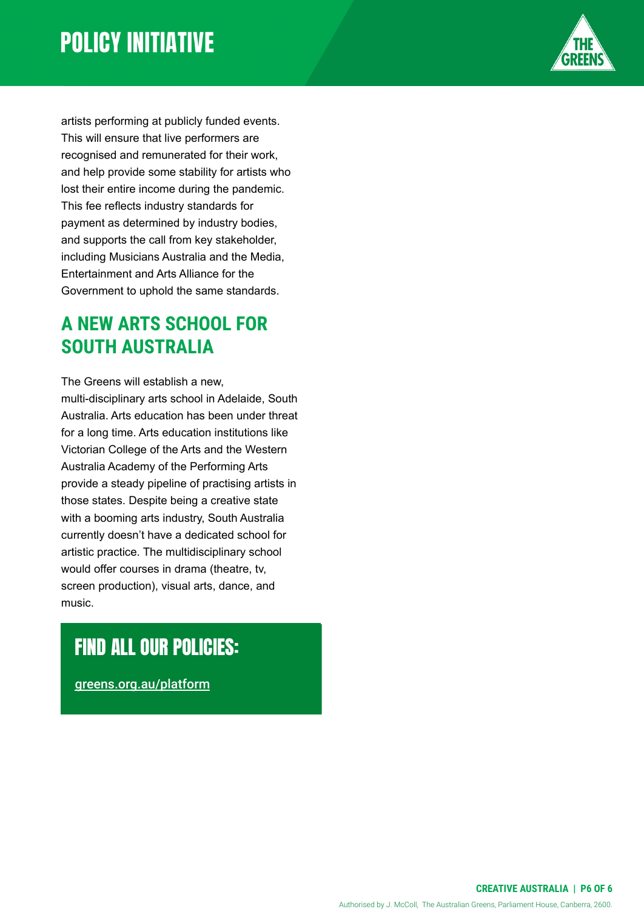artists performing at publicly funded events. This will ensure that live performers are recognised and remunerated for their work, and help provide some stability for artists who lost their entire income during the pandemic. This fee reflects industry standards for payment as determined by industry bodies, and supports the call from key stakeholder, including Musicians Australia and the Media, Entertainment and Arts Alliance for the Government to uphold the same standards.

## A NEW ARTS SCHOOL FOR SOUTH AUSTRALIA

The Greens will establish a new, multi-disciplinary arts school in Adelaide, South Australia. Arts education has been under threat for a long time. Arts education institutions like Victorian College of the Arts and the Western Australia Academy of the Performing Arts provide a steady pipeline of practising artists in those states. Despite being a creative state with a booming arts industry, South Australia currently doesn't have a dedicated school for artistic practice. The multidisciplinary school would offer courses in drama (theatre, tv, screen production), visual arts, dance, and music.

## FIND ALL OUR POLICIES:

greens.org.au/platform

Authorised by J. McColl, The Australian Greens, Parliament House, Canberra, 2600.